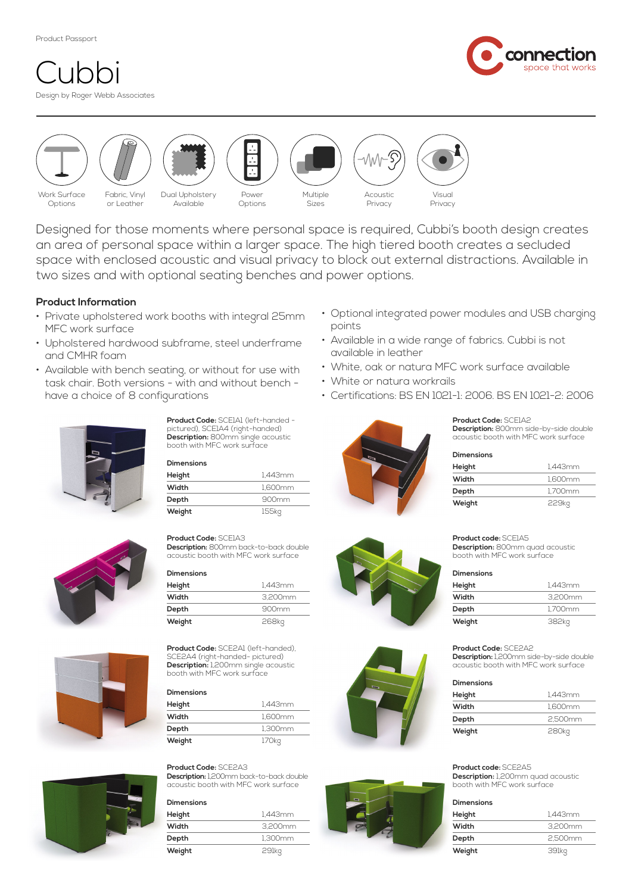Product Passport

# Cubbi

Design by Roger Webb Associates

connection
space that works

Work Surface Options | Fabric, Vinyl or Leather | Dual Upholstery Available | Power Options | Multiple Sizes | Acoustic Privacy | Visual Privacy

Designed for those moments where personal space is required, Cubbi's booth design creates an area of personal space within a larger space. The high tiered booth creates a secluded space with enclosed acoustic and visual privacy to block out external distractions. Available in two sizes and with optional seating benches and power options.

## Product Information

- Private upholstered work booths with integral 25mm MFC work surface
- Upholstered hardwood subframe, steel underframe and CMHR foam
- Available with bench seating, or without for use with task chair. Both versions - with and without bench - have a choice of 8 configurations
- Optional integrated power modules and USB charging points
- Available in a wide range of fabrics. Cubbi is not available in leather
- White, oak or natura MFC work surface available
- White or natura workrails
- Certifications: BS EN 1021-1: 2006. BS EN 1021-2: 2006

**Product Code:** SCE1A1 (left-handed - pictured), SCE1A4 (right-handed)
**Description:** 800mm single acoustic booth with MFC work surface

**Dimensions**

| | |
|---|---|
| **Height** | 1,443mm |
| **Width** | 1,600mm |
| **Depth** | 900mm |
| **Weight** | 155kg |

**Product Code:** SCE1A2
**Description:** 800mm side-by-side double acoustic booth with MFC work surface

**Dimensions**

| | |
|---|---|
| **Height** | 1,443mm |
| **Width** | 1,600mm |
| **Depth** | 1,700mm |
| **Weight** | 229kg |

**Product Code:** SCE1A3
**Description:** 800mm back-to-back double acoustic booth with MFC work surface

**Dimensions**

| | |
|---|---|
| **Height** | 1,443mm |
| **Width** | 3,200mm |
| **Depth** | 900mm |
| **Weight** | 268kg |

**Product code:** SCE1A5
**Description:** 800mm quad acoustic booth with MFC work surface

**Dimensions**

| | |
|---|---|
| **Height** | 1,443mm |
| **Width** | 3,200mm |
| **Depth** | 1,700mm |
| **Weight** | 382kg |

**Product Code:** SCE2A1 (left-handed), SCE2A4 (right-handed- pictured)
**Description:** 1,200mm single acoustic booth with MFC work surface

**Dimensions**

| | |
|---|---|
| **Height** | 1,443mm |
| **Width** | 1,600mm |
| **Depth** | 1,300mm |
| **Weight** | 170kg |

**Product Code:** SCE2A2
**Description:** 1,200mm side-by-side double acoustic booth with MFC work surface

**Dimensions**

| | |
|---|---|
| **Height** | 1,443mm |
| **Width** | 1,600mm |
| **Depth** | 2,500mm |
| **Weight** | 280kg |

**Product Code:** SCE2A3
**Description:** 1,200mm back-to-back double acoustic booth with MFC work surface

**Dimensions**

| | |
|---|---|
| **Height** | 1,443mm |
| **Width** | 3,200mm |
| **Depth** | 1,300mm |
| **Weight** | 291kg |

**Product code:** SCE2A5
**Description:** 1,200mm quad acoustic booth with MFC work surface

**Dimensions**

| | |
|---|---|
| **Height** | 1,443mm |
| **Width** | 3,200mm |
| **Depth** | 2,500mm |
| **Weight** | 391kg |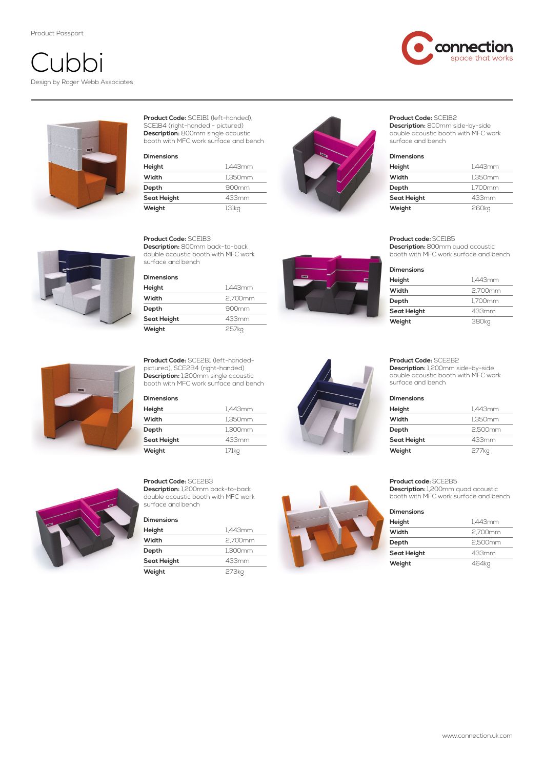Product Passport

# Cubbi

Design by Roger Webb Associates

connection
space that works

**Product Code:** SCE1B1 (left-handed), SCE1B4 (right-handed - pictured)
**Description:** 800mm single acoustic booth with MFC work surface and bench

**Dimensions**

| | |
|---|---|
| Height | 1,443mm |
| Width | 1,350mm |
| Depth | 900mm |
| Seat Height | 433mm |
| Weight | 131kg |

**Product Code:** SCE1B2
**Description:** 800mm side-by-side double acoustic booth with MFC work surface and bench

**Dimensions**

| | |
|---|---|
| Height | 1,443mm |
| Width | 1,350mm |
| Depth | 1,700mm |
| Seat Height | 433mm |
| Weight | 260kg |

**Product Code:** SCE1B3
**Description:** 800mm back-to-back double acoustic booth with MFC work surface and bench

**Dimensions**

| | |
|---|---|
| Height | 1,443mm |
| Width | 2,700mm |
| Depth | 900mm |
| Seat Height | 433mm |
| Weight | 257kg |

**Product code:** SCE1B5
**Description:** 800mm quad acoustic booth with MFC work surface and bench

**Dimensions**

| | |
|---|---|
| Height | 1,443mm |
| Width | 2,700mm |
| Depth | 1,700mm |
| Seat Height | 433mm |
| Weight | 380kg |

**Product Code:** SCE2B1 (left-handed-pictured), SCE2B4 (right-handed)
**Description:** 1,200mm single acoustic booth with MFC work surface and bench

**Dimensions**

| | |
|---|---|
| Height | 1,443mm |
| Width | 1,350mm |
| Depth | 1,300mm |
| Seat Height | 433mm |
| Weight | 171kg |

**Product Code:** SCE2B2
**Description:** 1,200mm side-by-side double acoustic booth with MFC work surface and bench

**Dimensions**

| | |
|---|---|
| Height | 1,443mm |
| Width | 1,350mm |
| Depth | 2,500mm |
| Seat Height | 433mm |
| Weight | 277kg |

**Product Code:** SCE2B3
**Description:** 1,200mm back-to-back double acoustic booth with MFC work surface and bench

**Dimensions**

| | |
|---|---|
| Height | 1,443mm |
| Width | 2,700mm |
| Depth | 1,300mm |
| Seat Height | 433mm |
| Weight | 273kg |

**Product code:** SCE2B5
**Description:** 1,200mm quad acoustic booth with MFC work surface and bench

**Dimensions**

| | |
|---|---|
| Height | 1,443mm |
| Width | 2,700mm |
| Depth | 2,500mm |
| Seat Height | 433mm |
| Weight | 464kg |

www.connection.uk.com